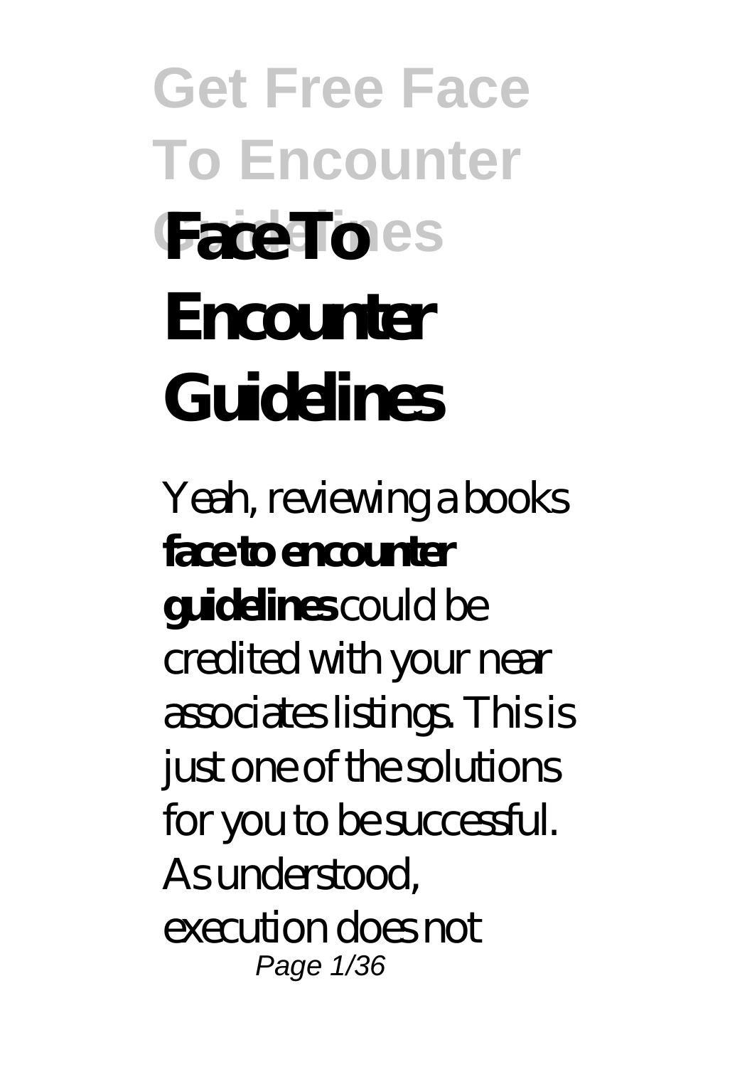# Face To Encounter Guidelines

Yeah, reviewing a books **face to encounter guidelines** could be credited with your near associates listings. This is just one of the solutions for you to be successful. As understood, execution does not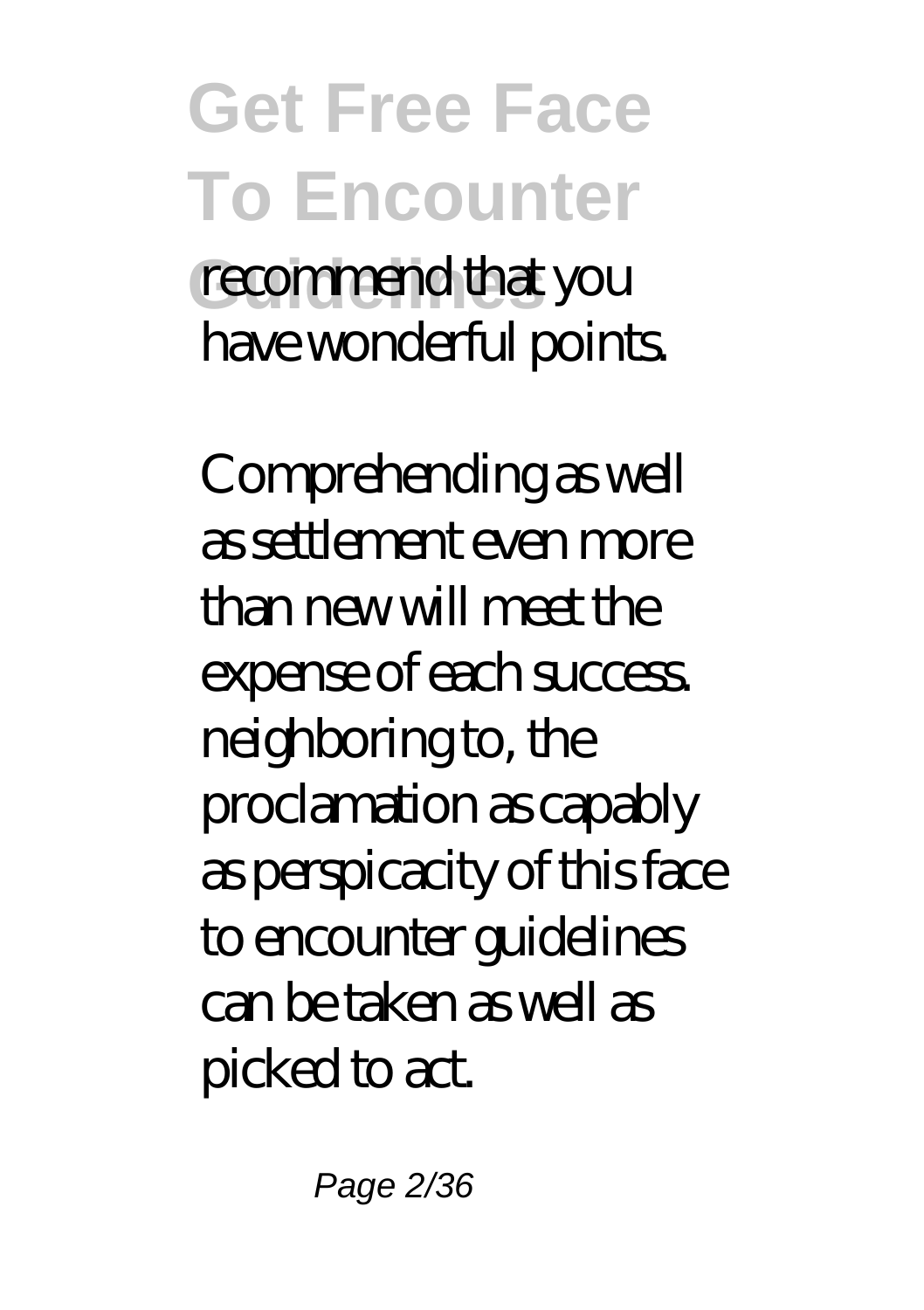recommend that you have wonderful points.

Comprehending as well as settlement even more than new will meet the expense of each success. neighboring to, the proclamation as capably as perspicacity of this face to encounter guidelines can be taken as well as picked to act.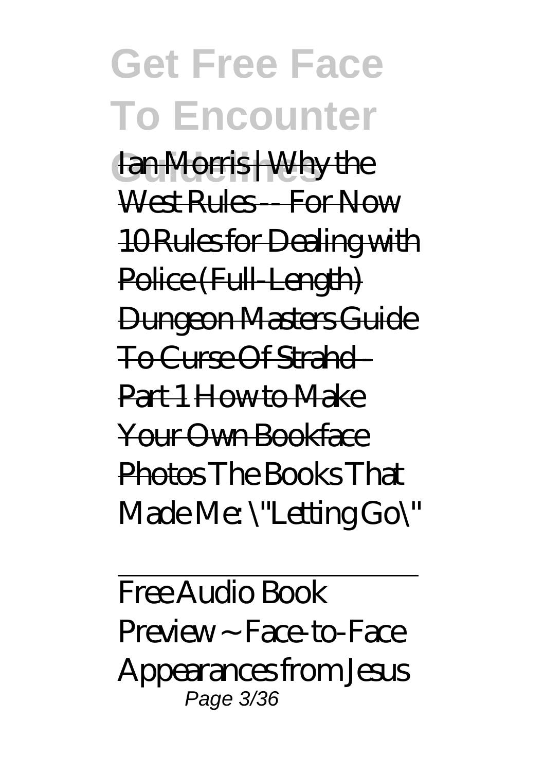Ian Morris | Why the West Rules -- For Now 10 Rules for Dealing with Police (Full-Length) Dungeon Masters Guide To Curse Of Strahd - Part 1 How to Make Your Own Bookface Photos The Books That Made Me: \"Letting Go\"

---

Free Audio Book Preview ~ Face-to-Face Appearances from Jesus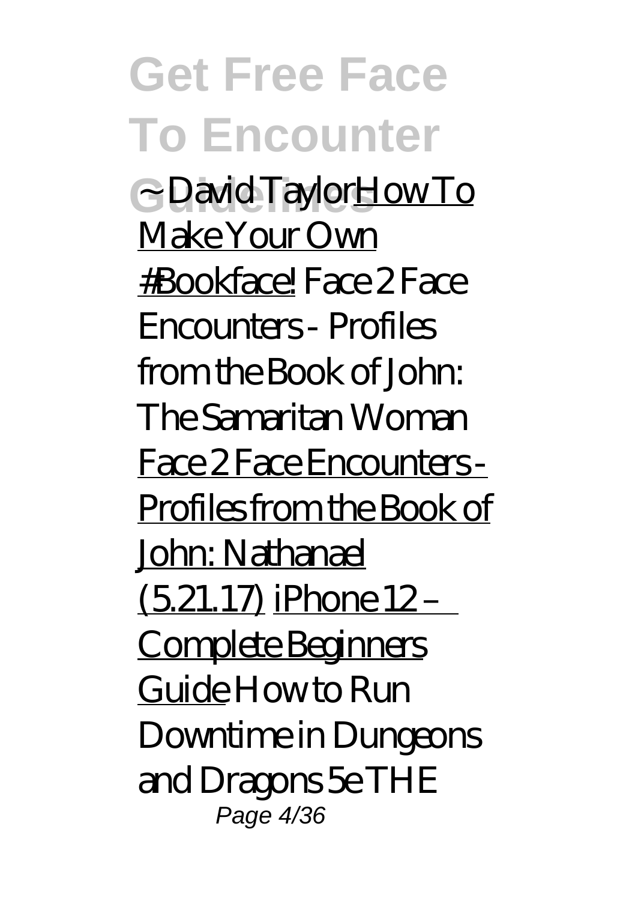~ David Taylor How To Make Your Own #Bookface! *Face 2 Face Encounters - Profiles from the Book of John: The Samaritan Woman* Face 2 Face Encounters - Profiles from the Book of John: Nathanael (5.21.17) iPhone 12 – Complete Beginners Guide *How to Run Downtime in Dungeons and Dragons 5e THE*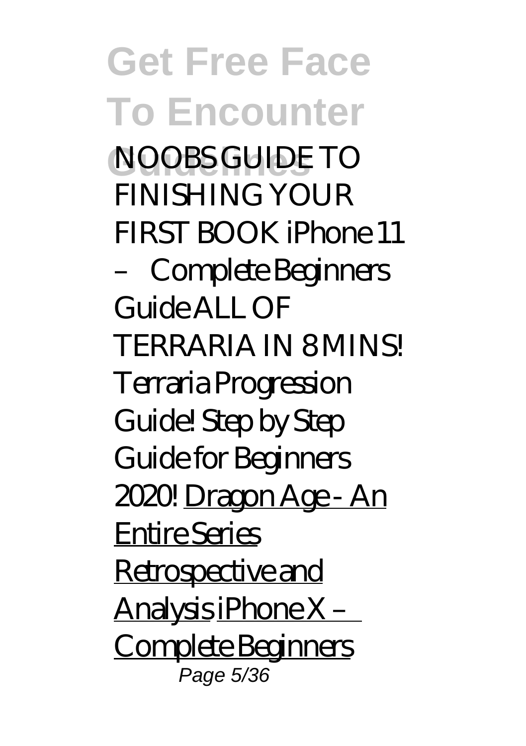*NOOBS GUIDE TO FINISHING YOUR FIRST BOOK* *iPhone 11 – Complete Beginners Guide* *ALL OF TERRARIA IN 8 MINS! Terraria Progression Guide! Step by Step Guide for Beginners 2020!* Dragon Age - An Entire Series Retrospective and Analysis iPhone X – Complete Beginners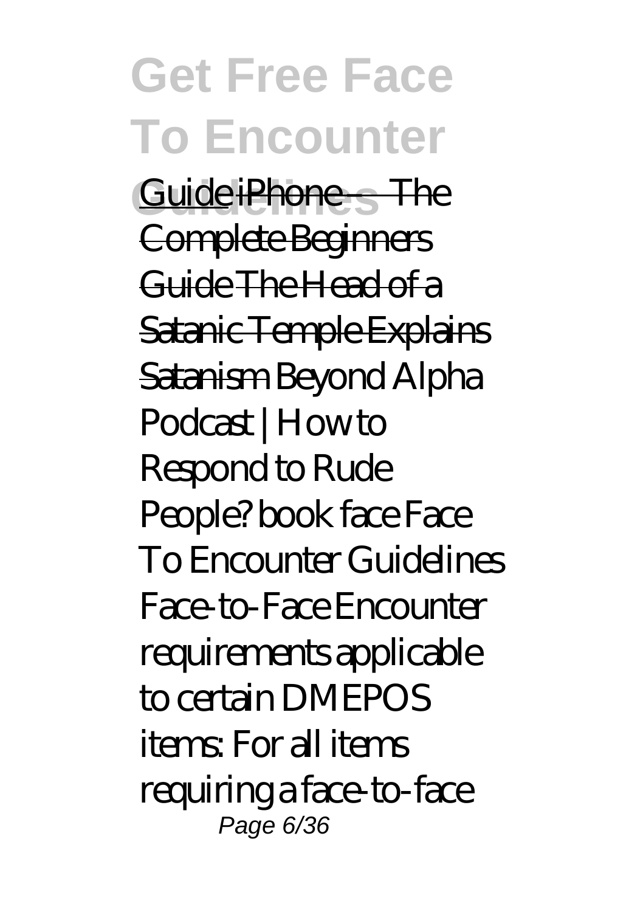Guide iPhone – The Complete Beginners Guide The Head of a Satanic Temple Explains Satanism *Beyond Alpha Podcast | How to Respond to Rude People? book face Face To Encounter Guidelines* Face-to-Face Encounter requirements applicable to certain DMEPOS items: For all items requiring a face-to-face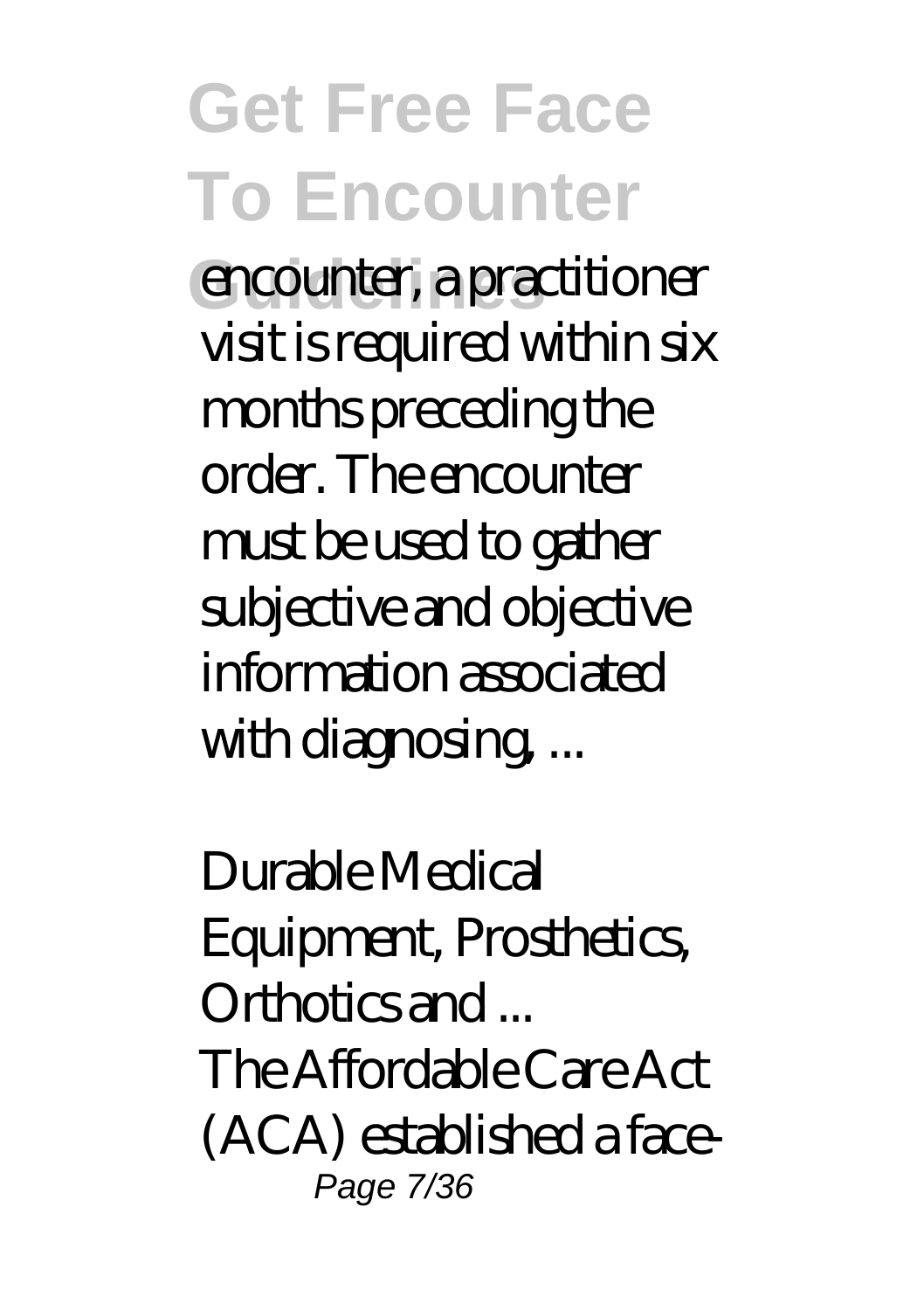encounter, a practitioner visit is required within six months preceding the order. The encounter must be used to gather subjective and objective information associated with diagnosing, ...

*Durable Medical Equipment, Prosthetics, Orthotics and ...*

The Affordable Care Act (ACA) established a face-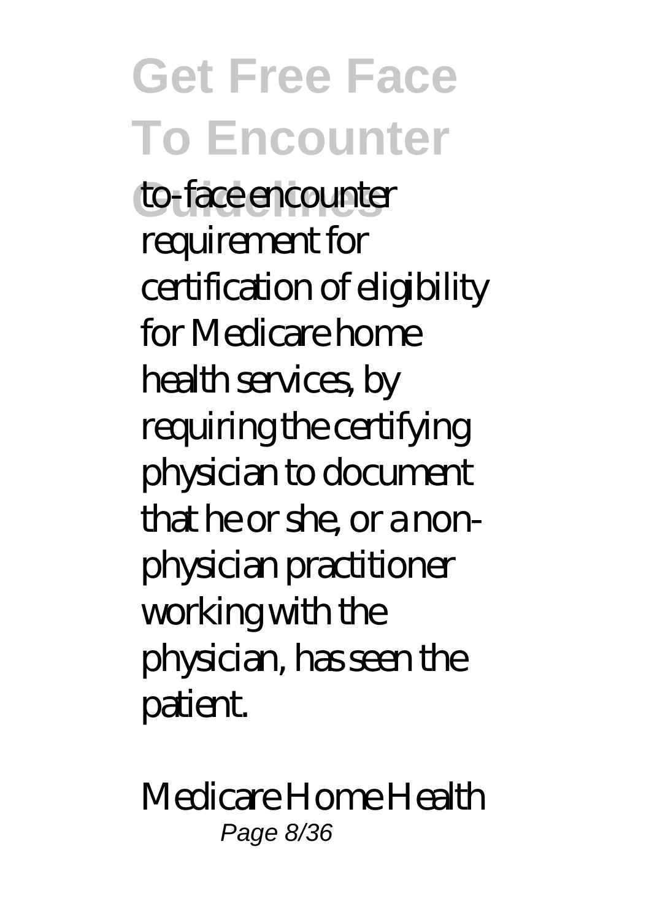to-face encounter requirement for certification of eligibility for Medicare home health services, by requiring the certifying physician to document that he or she, or a non-physician practitioner working with the physician, has seen the patient.

*Medicare Home Health*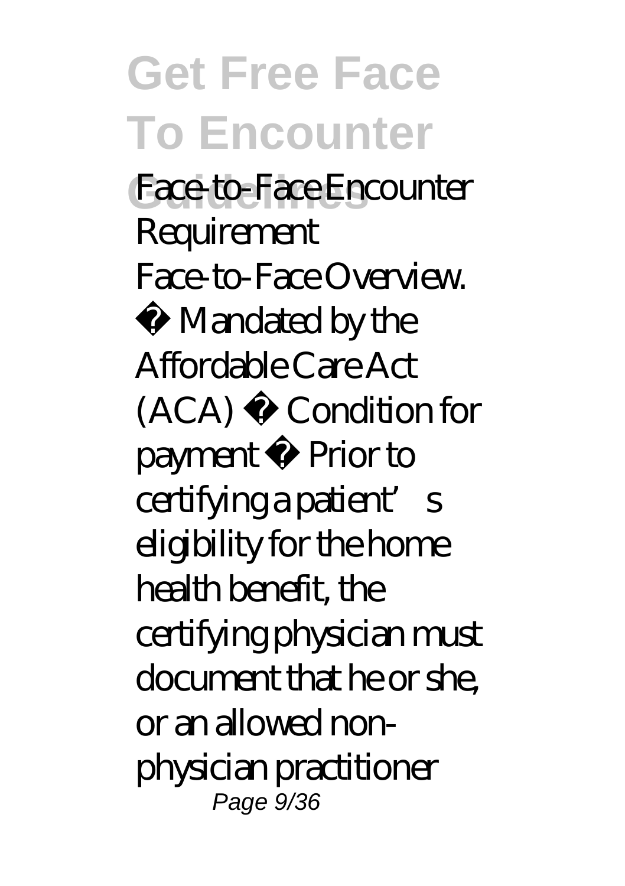Face-to-Face Encounter Requirement

Face-to-Face Overview.

• Mandated by the Affordable Care Act (ACA) • Condition for payment • Prior to certifying a patient's eligibility for the home health benefit, the certifying physician must document that he or she, or an allowed non-physician practitioner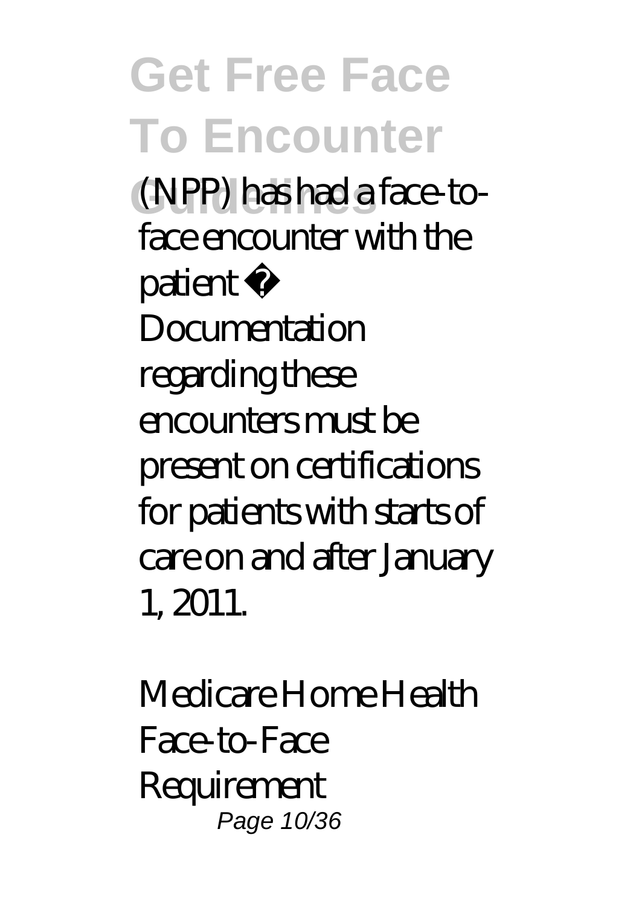(NPP) has had a face-to-face encounter with the patient • Documentation regarding these encounters must be present on certifications for patients with starts of care on and after January 1, 2011.

*Medicare Home Health Face-to-Face Requirement*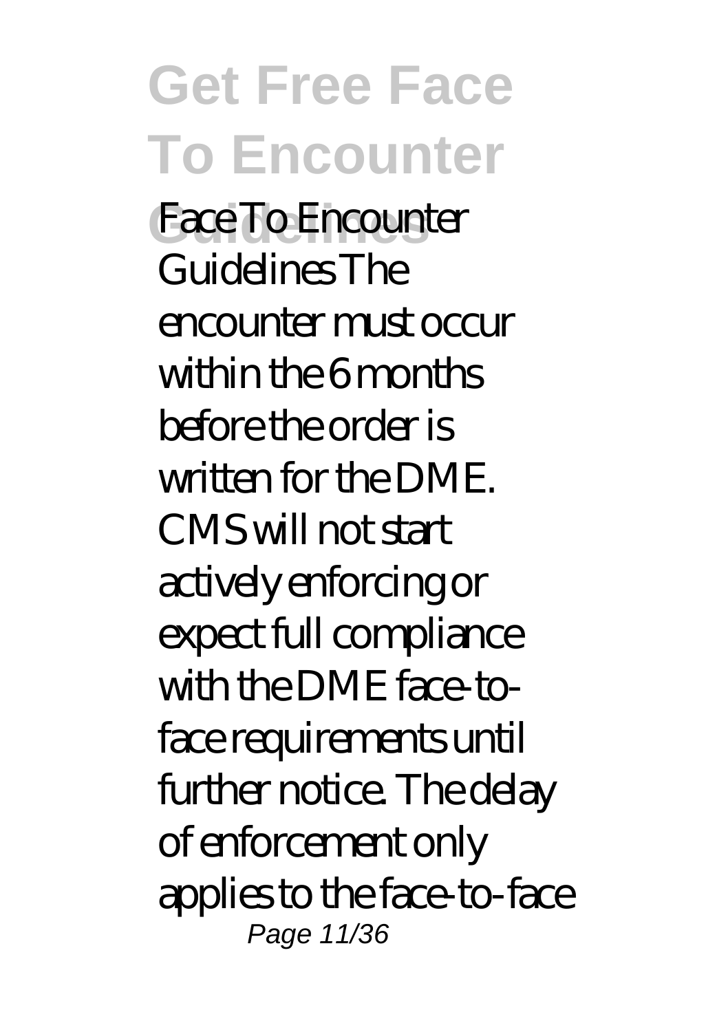Face To Encounter Guidelines The encounter must occur within the 6 months before the order is written for the DME. CMS will not start actively enforcing or expect full compliance with the DME face-to-face requirements until further notice. The delay of enforcement only applies to the face-to-face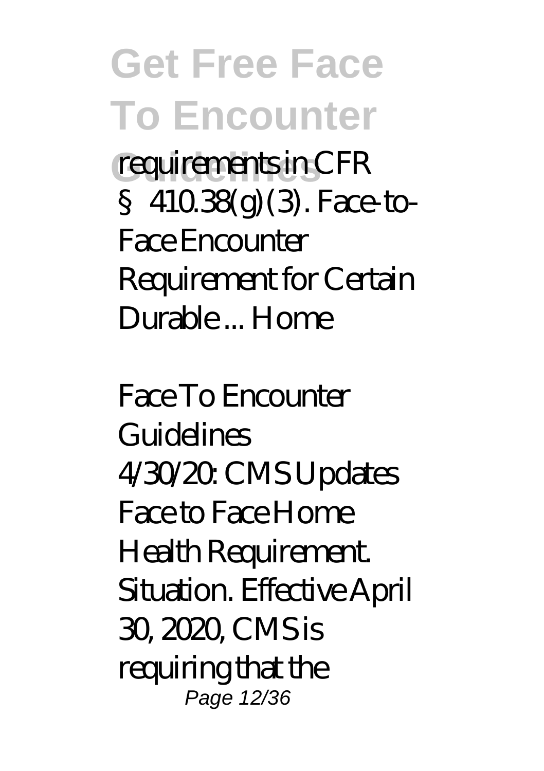requirements in CFR § 410.38(g)(3). Face-to-Face Encounter Requirement for Certain Durable ... Home

*Face To Encounter Guidelines*

4/30/20: CMS Updates Face to Face Home Health Requirement. Situation. Effective April 30, 2020, CMS is requiring that the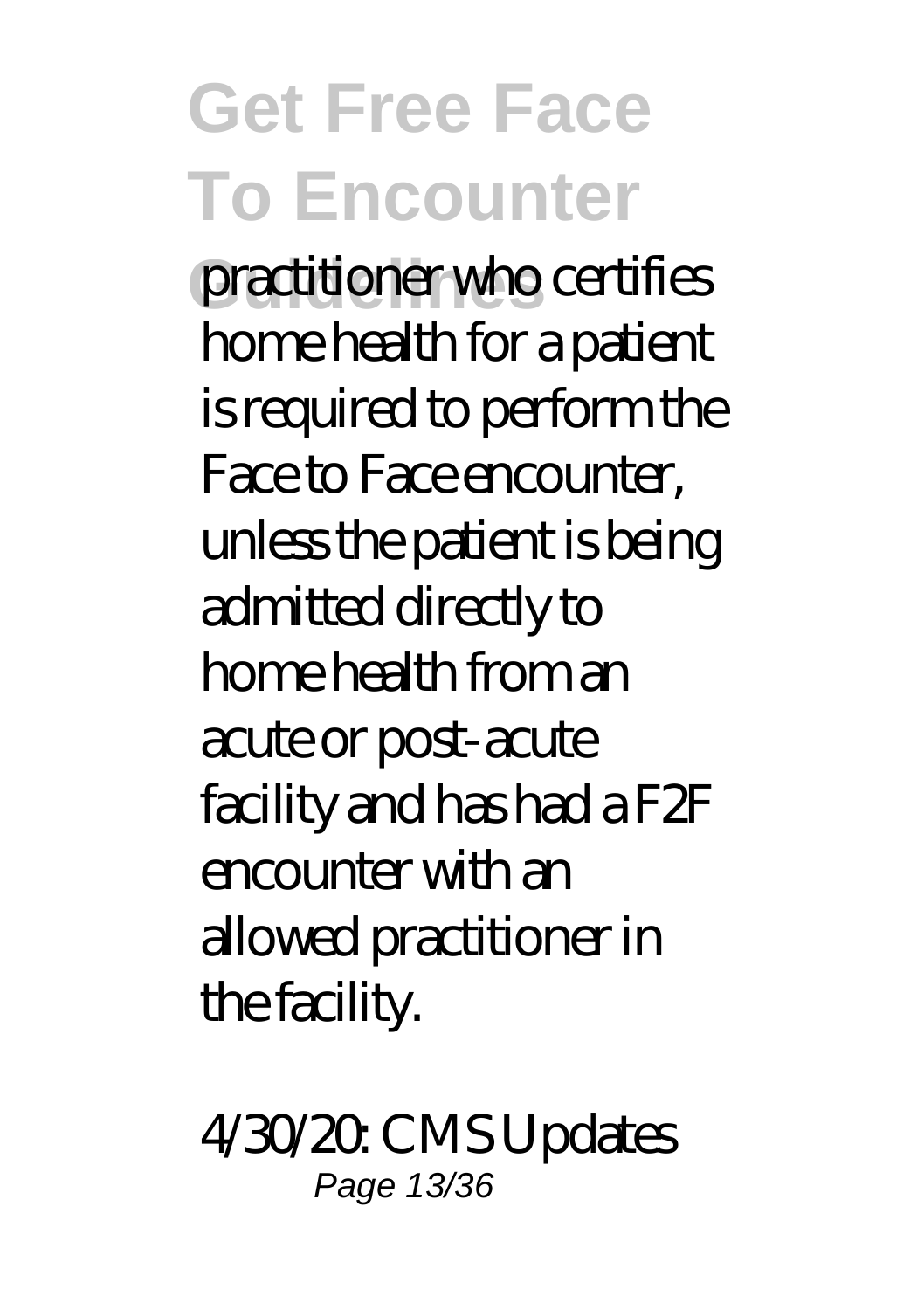practitioner who certifies home health for a patient is required to perform the Face to Face encounter, unless the patient is being admitted directly to home health from an acute or post-acute facility and has had a F2F encounter with an allowed practitioner in the facility.

*4/30/20: CMS Updates*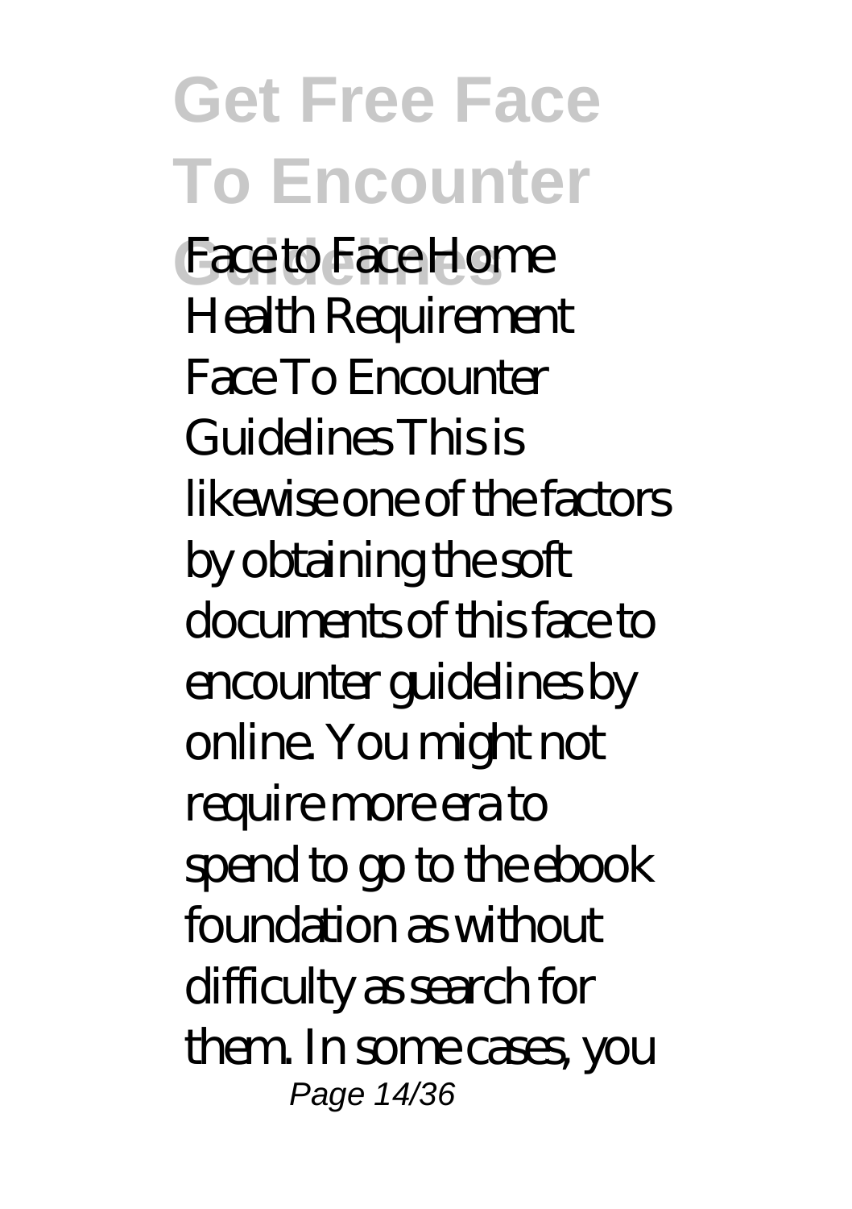Face to Face Home Health Requirement

Face To Encounter Guidelines This is likewise one of the factors by obtaining the soft documents of this face to encounter guidelines by online. You might not require more era to spend to go to the ebook foundation as without difficulty as search for them. In some cases, you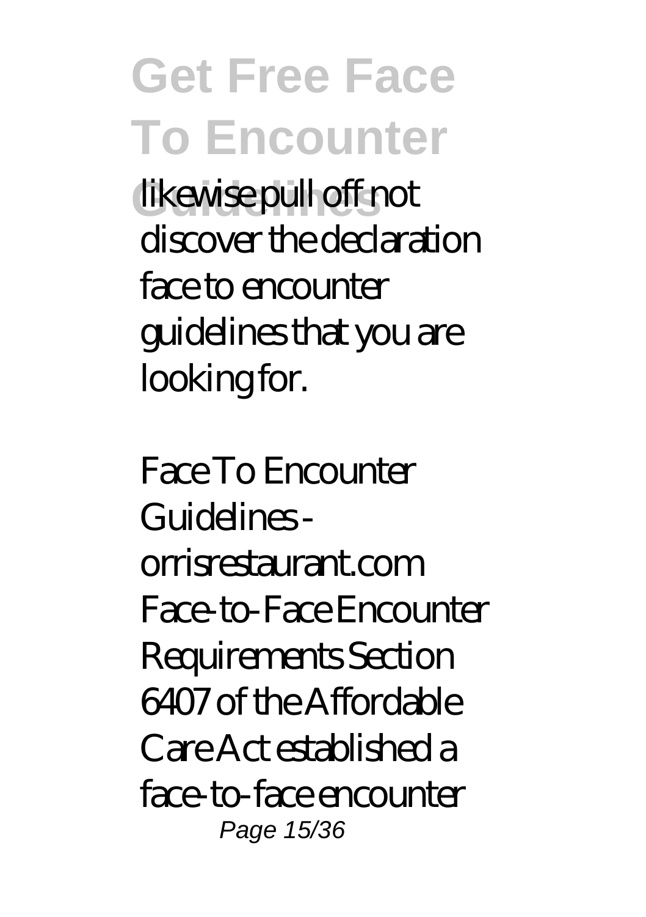likewise pull off not discover the declaration face to encounter guidelines that you are looking for.

*Face To Encounter Guidelines - orrisrestaurant.com*

Face-to-Face Encounter Requirements Section 6407 of the Affordable Care Act established a face-to-face encounter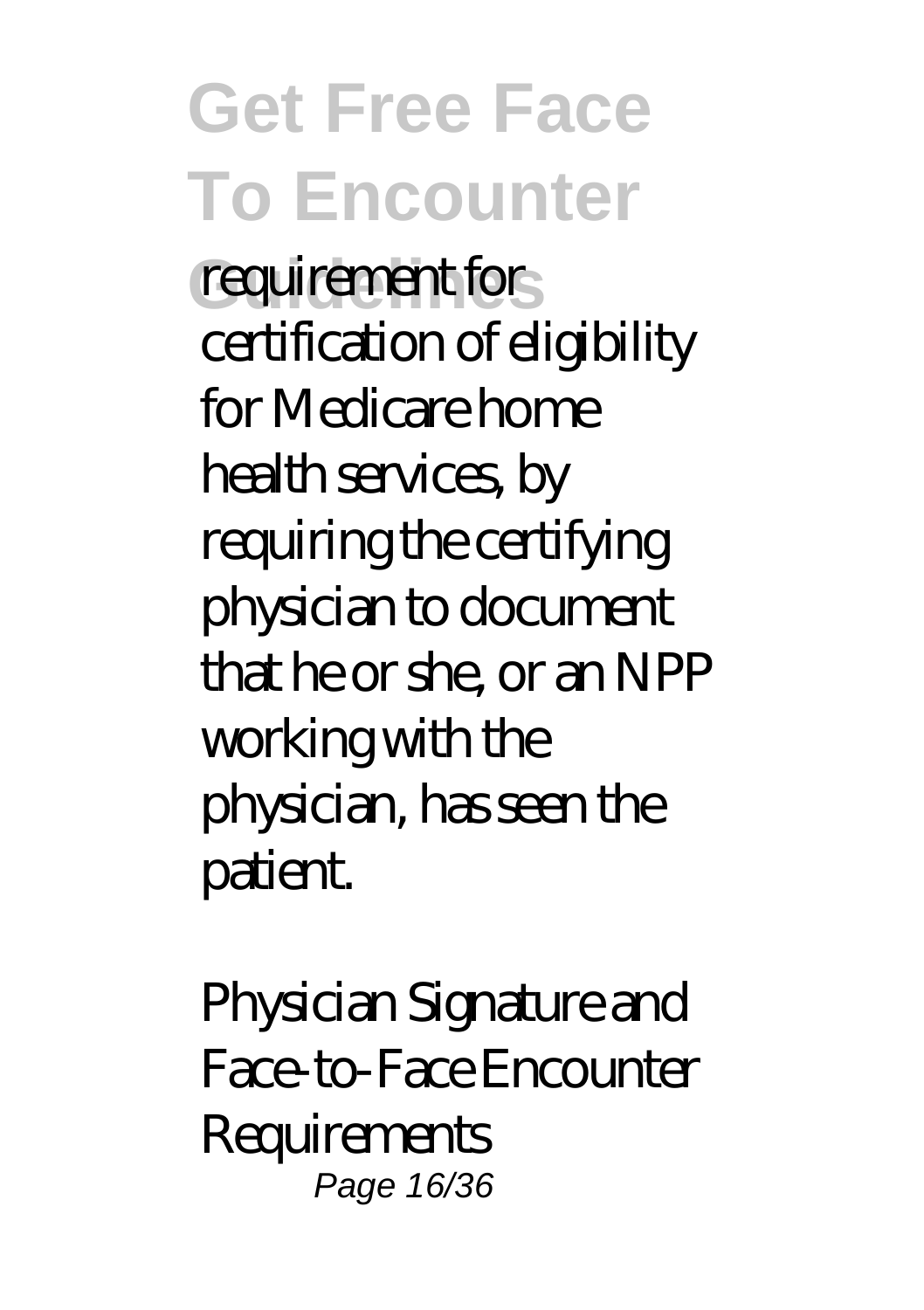requirement for certification of eligibility for Medicare home health services, by requiring the certifying physician to document that he or she, or an NPP working with the physician, has seen the patient.

*Physician Signature and Face-to-Face Encounter Requirements*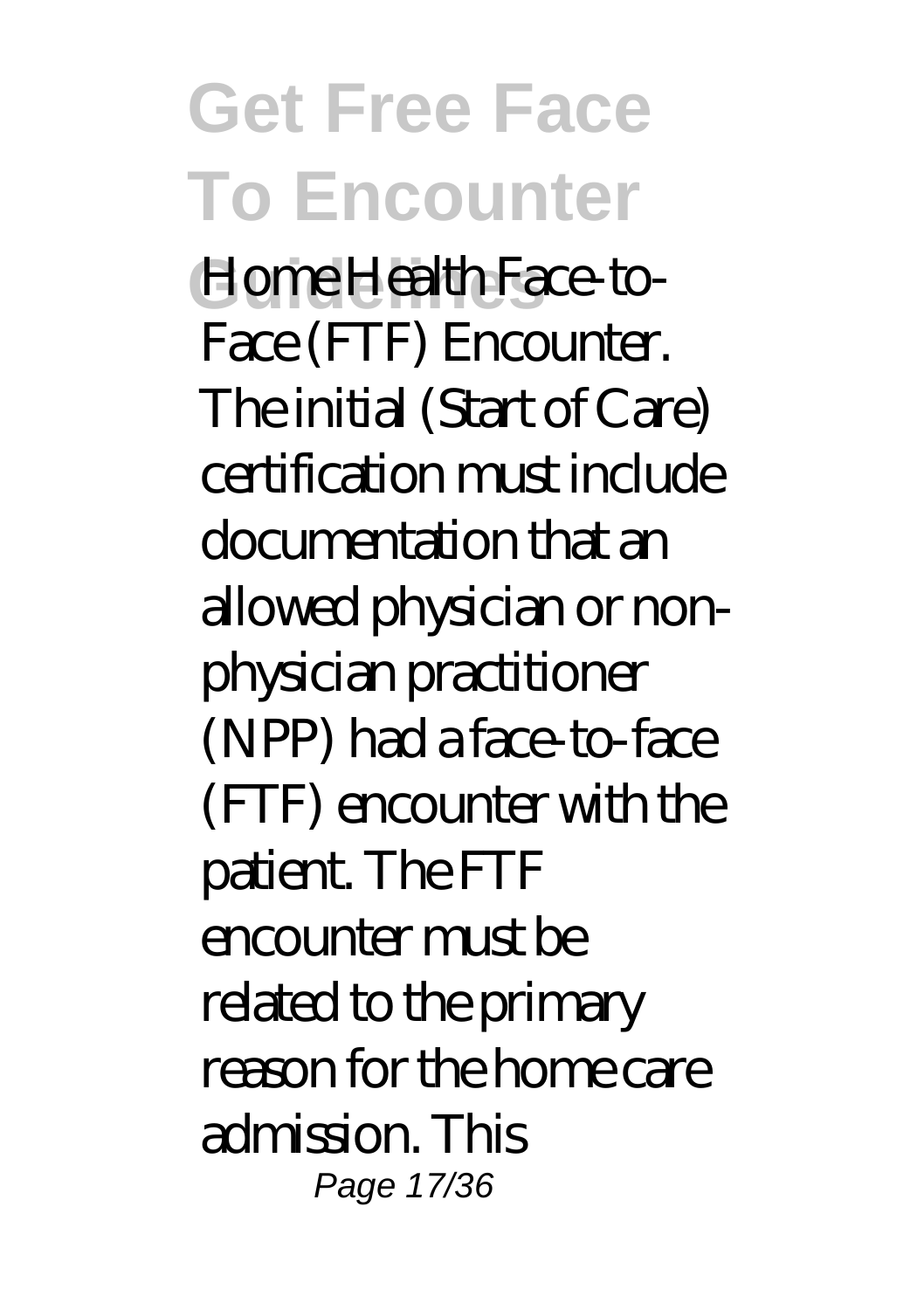Home Health Face-to-Face (FTF) Encounter. The initial (Start of Care) certification must include documentation that an allowed physician or non-physician practitioner (NPP) had a face-to-face (FTF) encounter with the patient. The FTF encounter must be related to the primary reason for the home care admission. This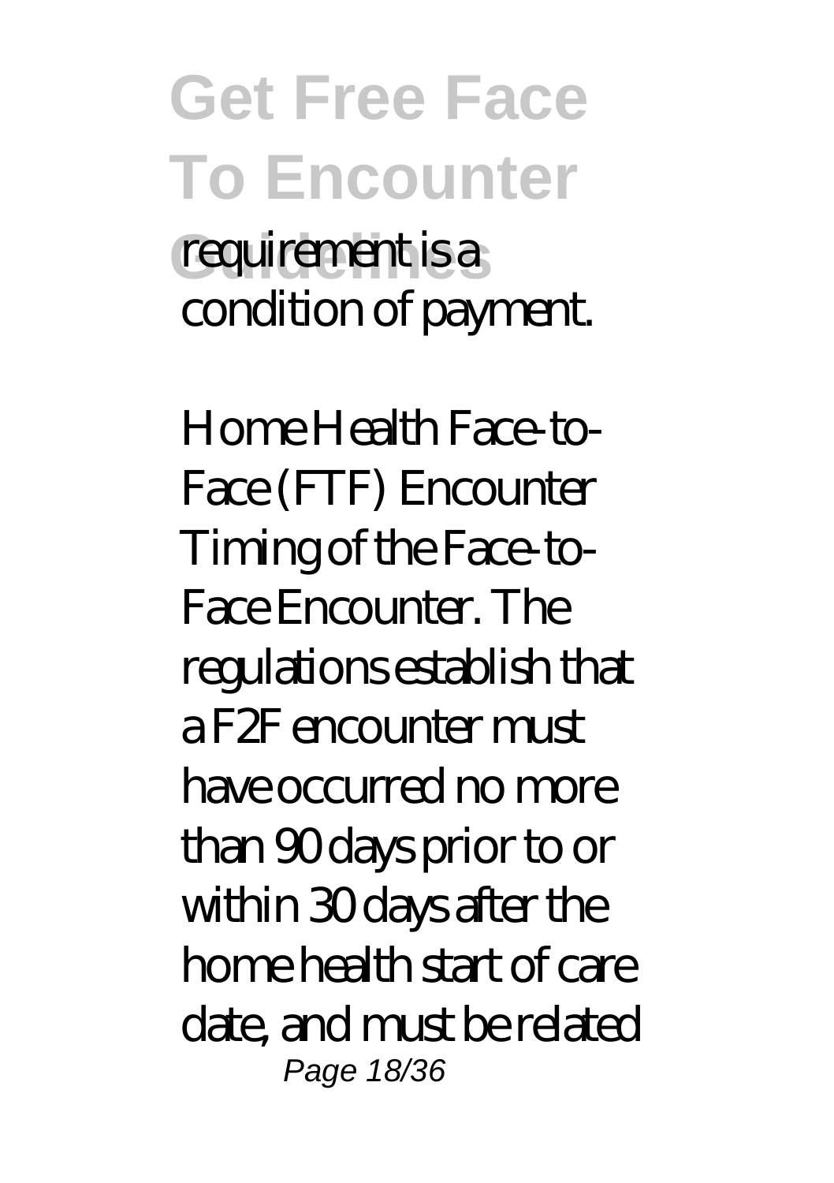requirement is a condition of payment.

Home Health Face-to-Face (FTF) Encounter Timing of the Face-to-Face Encounter. The regulations establish that a F2F encounter must have occurred no more than 90 days prior to or within 30 days after the home health start of care date, and must be related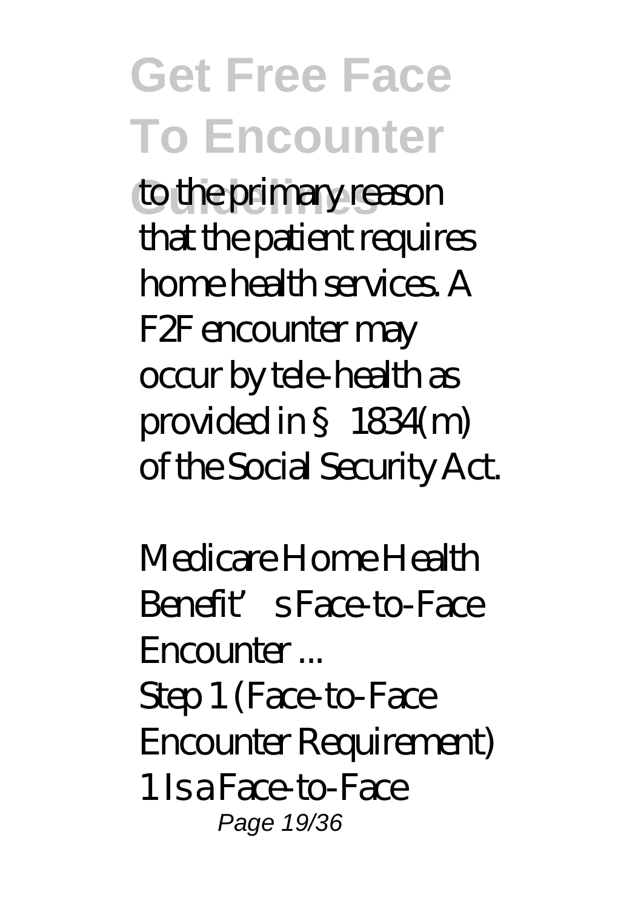to the primary reason that the patient requires home health services. A F2F encounter may occur by tele-health as provided in § 1834(m) of the Social Security Act.

*Medicare Home Health Benefit's Face-to-Face Encounter ...*

Step 1 (Face-to-Face Encounter Requirement) 1 Is a Face-to-Face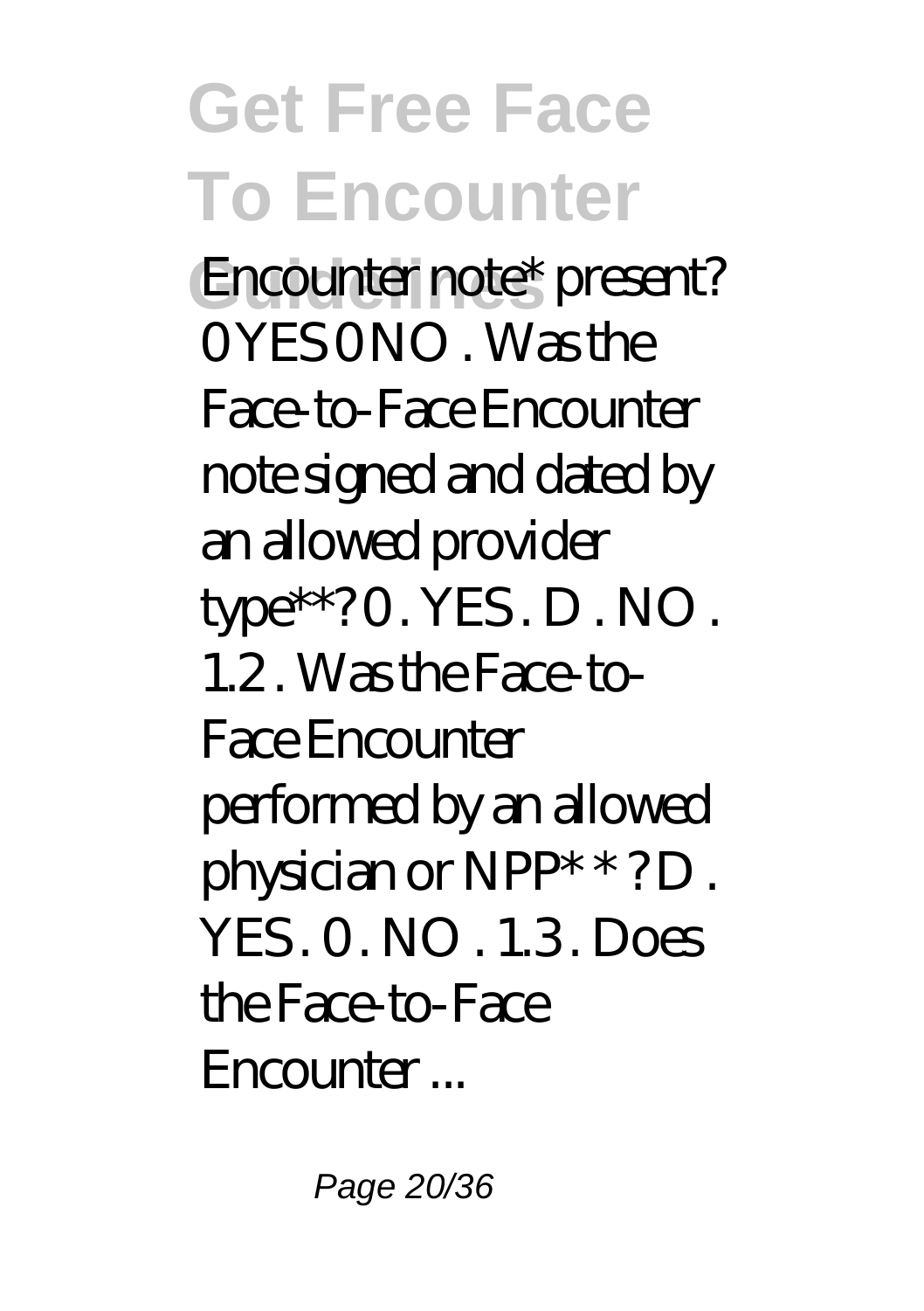Encounter note* present? 0 YES 0 NO . Was the Face-to-Face Encounter note signed and dated by an allowed provider type**? 0 . YES . D . NO . 1.2 . Was the Face-to-Face Encounter performed by an allowed physician or NPP* * ? D . YES . 0 . NO . 1.3 . Does the Face-to-Face Encounter ...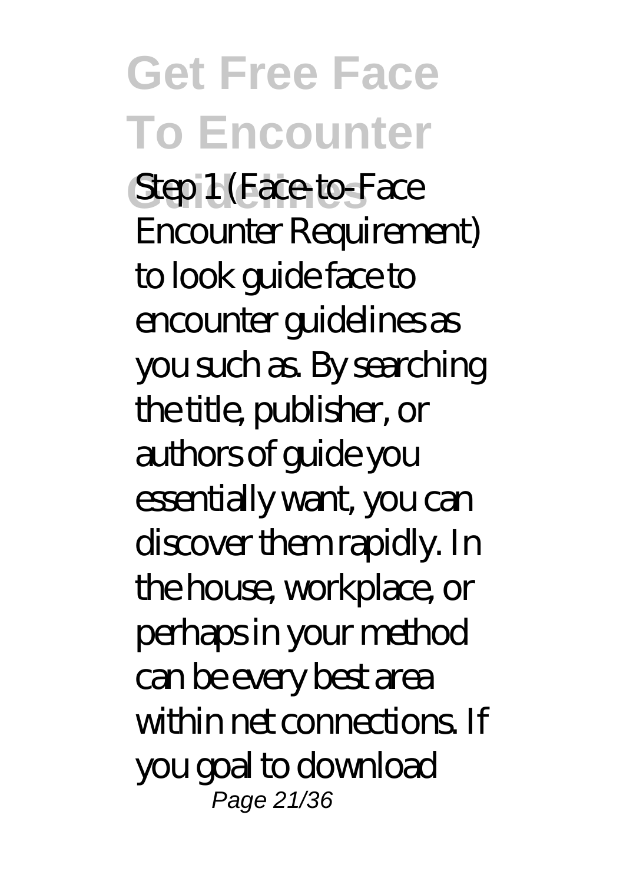Step 1 (Face-to-Face Encounter Requirement) to look guide face to encounter guidelines as you such as. By searching the title, publisher, or authors of guide you essentially want, you can discover them rapidly. In the house, workplace, or perhaps in your method can be every best area within net connections. If you goal to download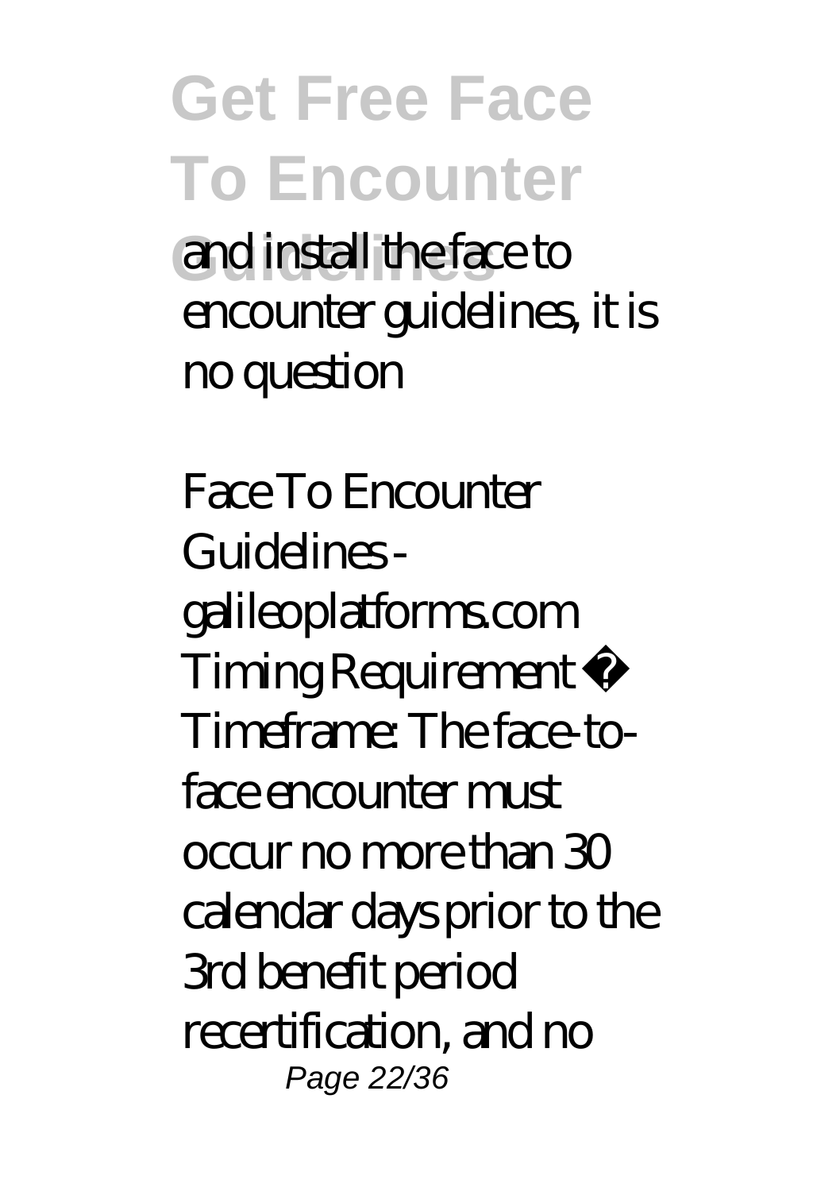and install the face to encounter guidelines, it is no question

Face To Encounter Guidelines - galileoplatforms.com Timing Requirement • Timeframe: The face-to-face encounter must occur no more than 30 calendar days prior to the 3rd benefit period recertification, and no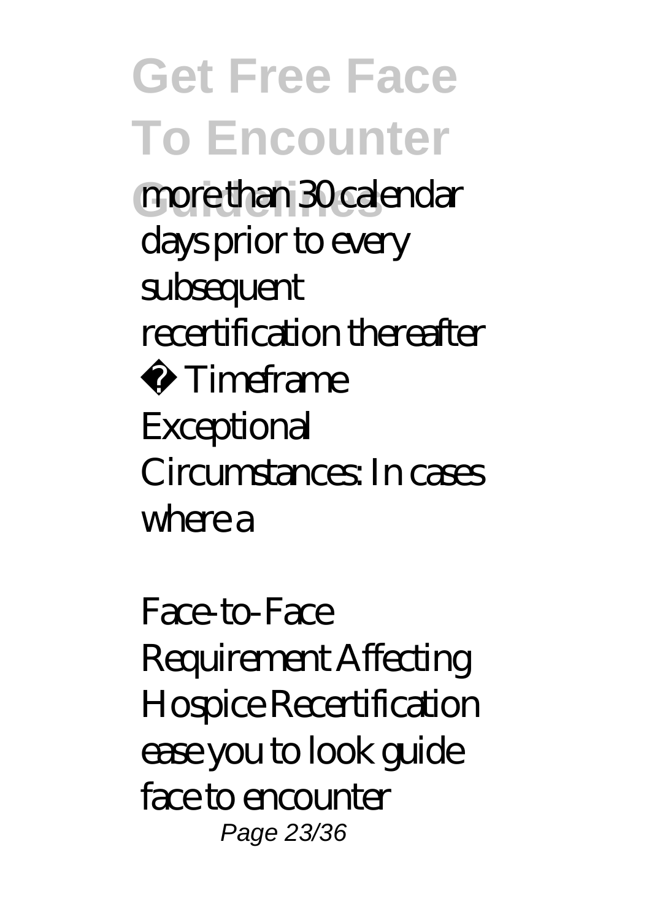more than 30 calendar days prior to every subsequent recertification thereafter

• Timeframe Exceptional Circumstances: In cases where a

*Face-to-Face Requirement Affecting Hospice Recertification*

ease you to look guide face to encounter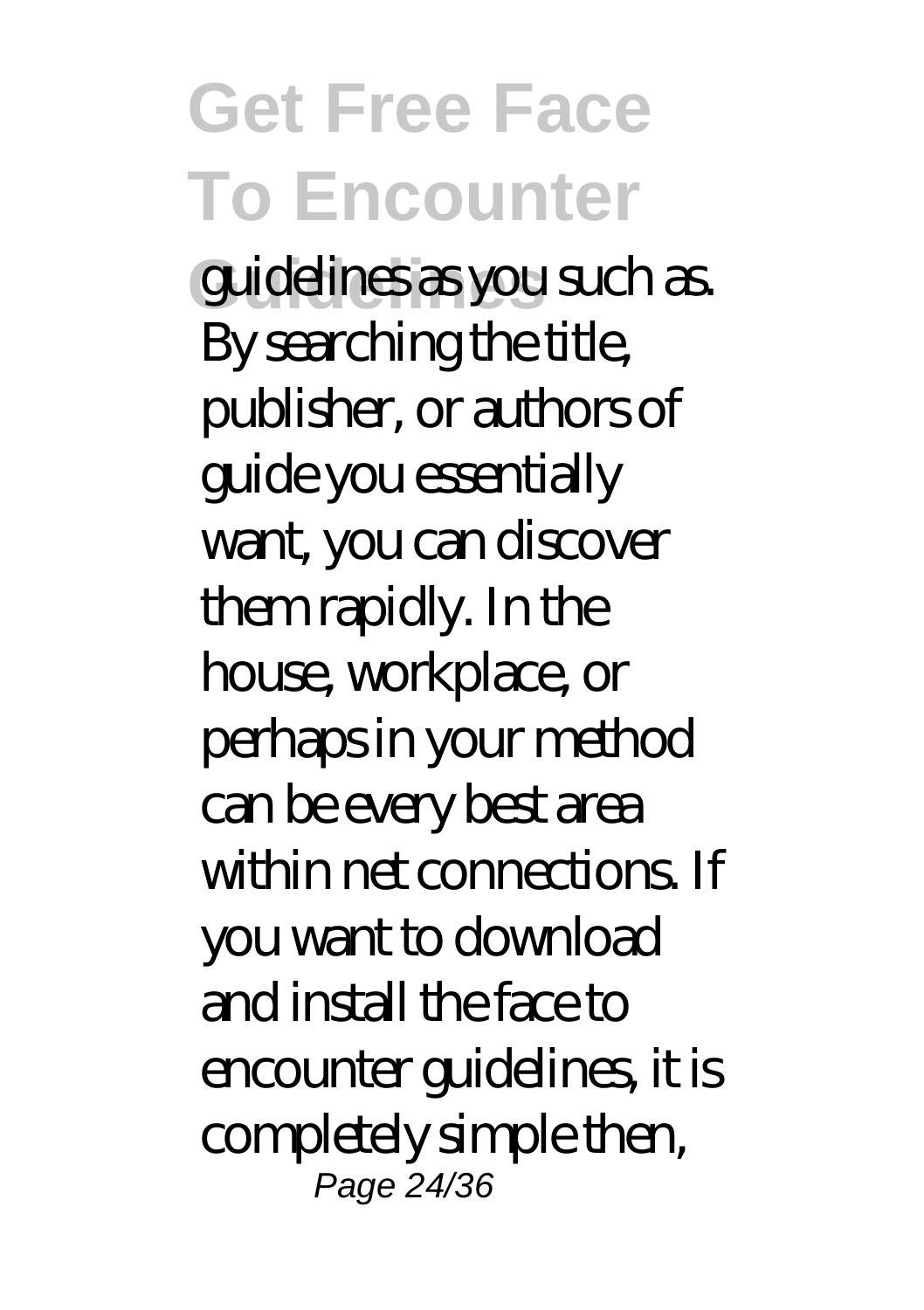guidelines as you such as. By searching the title, publisher, or authors of guide you essentially want, you can discover them rapidly. In the house, workplace, or perhaps in your method can be every best area within net connections. If you want to download and install the face to encounter guidelines, it is completely simple then,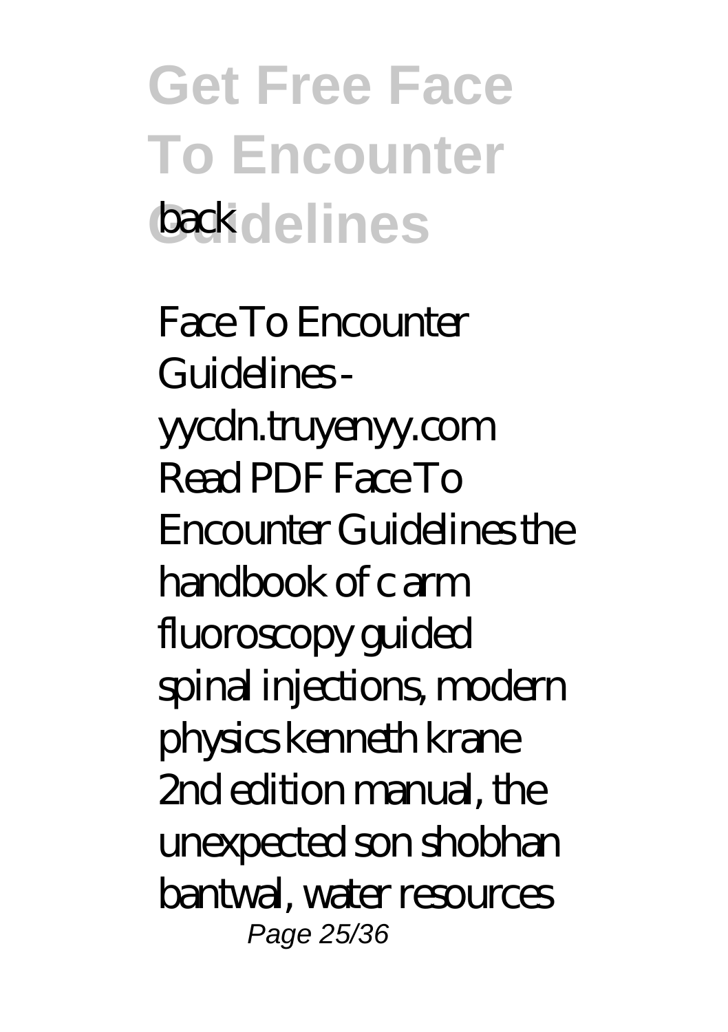back

*Face To Encounter Guidelines - yycdn.truyenyy.com*

Read PDF Face To Encounter Guidelines the handbook of c arm fluoroscopy guided spinal injections, modern physics kenneth krane 2nd edition manual, the unexpected son shobhan bantwal, water resources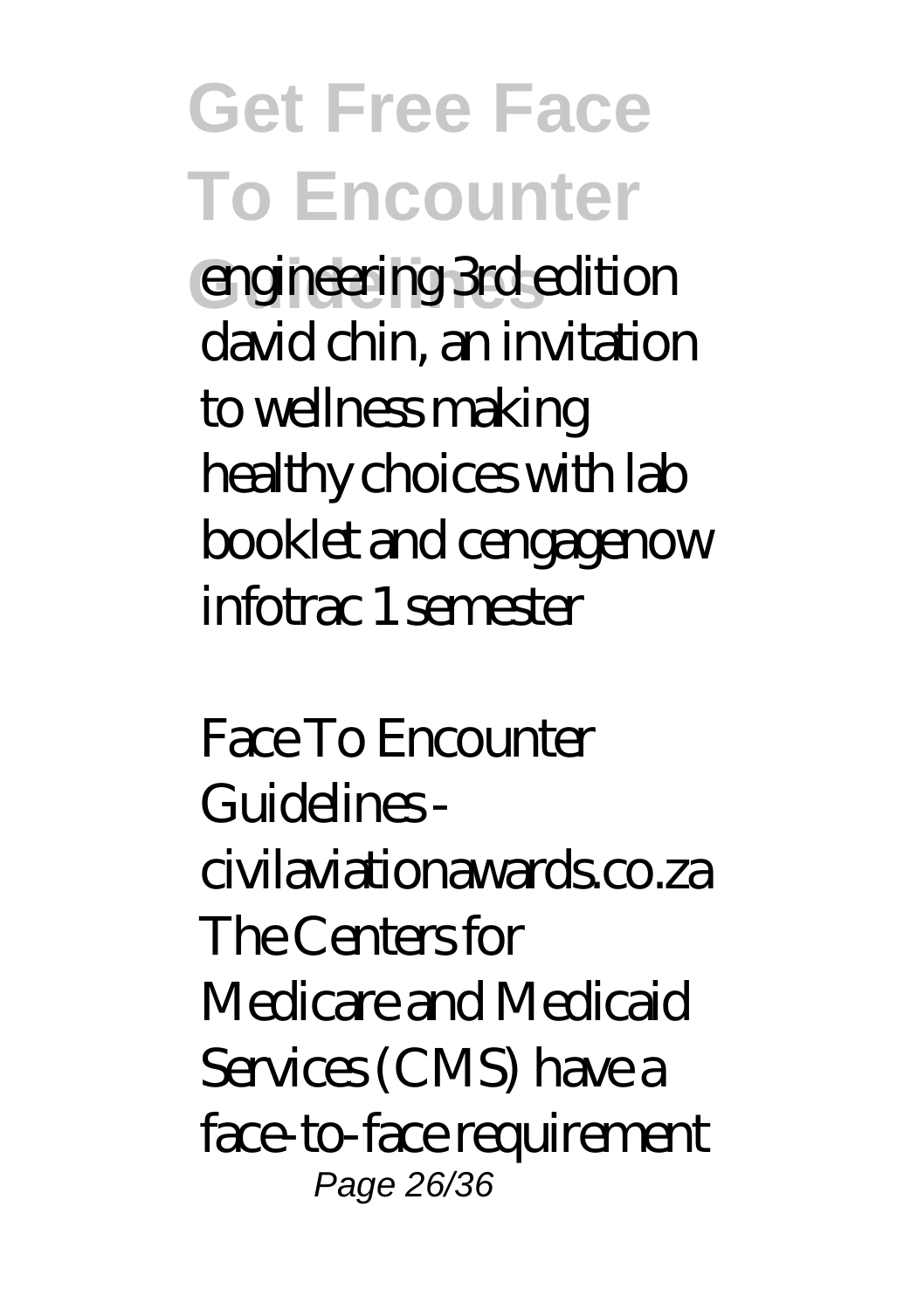engineering 3rd edition david chin, an invitation to wellness making healthy choices with lab booklet and cengagenow infotrac 1 semester

Face To Encounter Guidelines - civilaviationawards.co.za
The Centers for Medicare and Medicaid Services (CMS) have a face-to-face requirement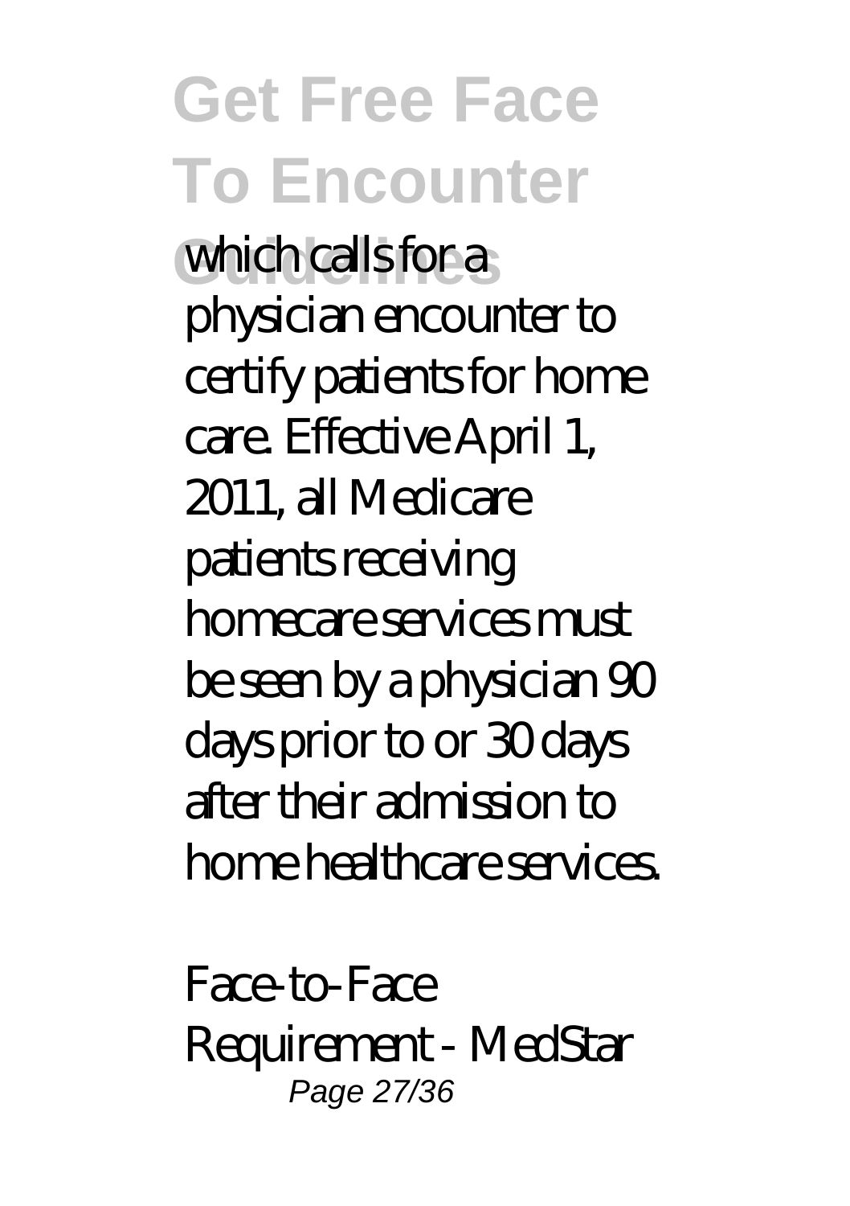which calls for a physician encounter to certify patients for home care. Effective April 1, 2011, all Medicare patients receiving homecare services must be seen by a physician 90 days prior to or 30 days after their admission to home healthcare services.

*Face-to-Face Requirement - MedStar*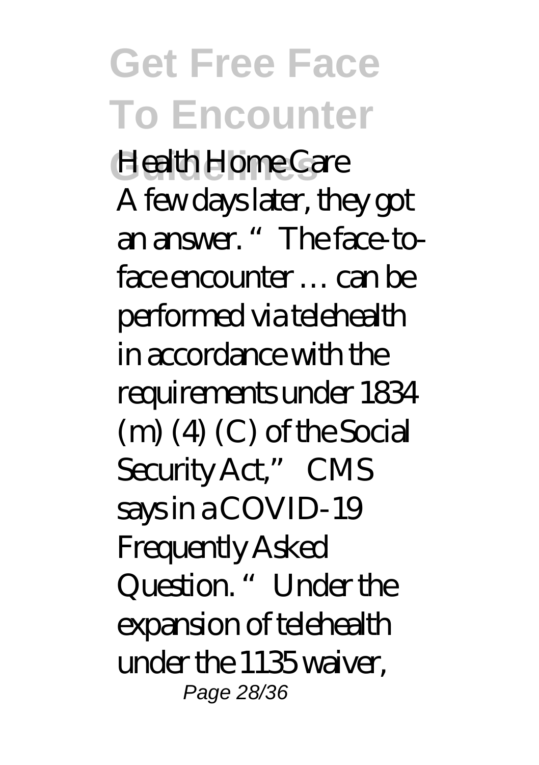Health Home Care

A few days later, they got an answer. "The face-to-face encounter … can be performed via telehealth in accordance with the requirements under 1834 (m) (4) (C) of the Social Security Act," CMS says in a COVID-19 Frequently Asked Question. "Under the expansion of telehealth under the 1135 waiver,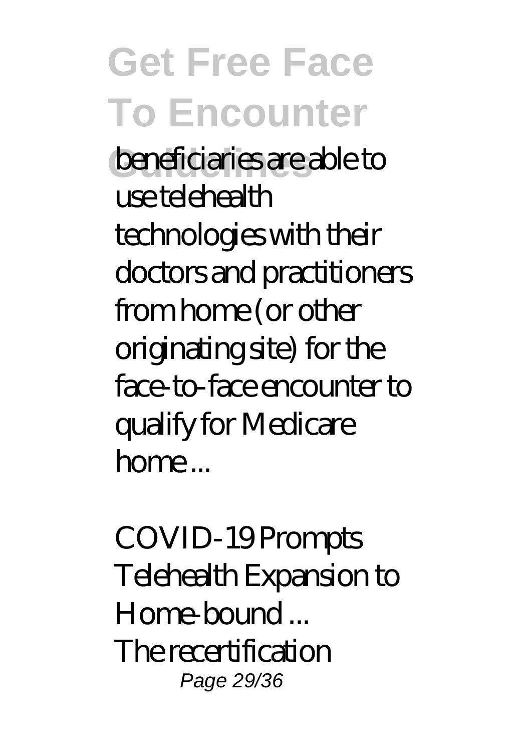beneficiaries are able to use telehealth technologies with their doctors and practitioners from home (or other originating site) for the face-to-face encounter to qualify for Medicare home ...

*COVID-19 Prompts Telehealth Expansion to Home-bound ...*

The recertification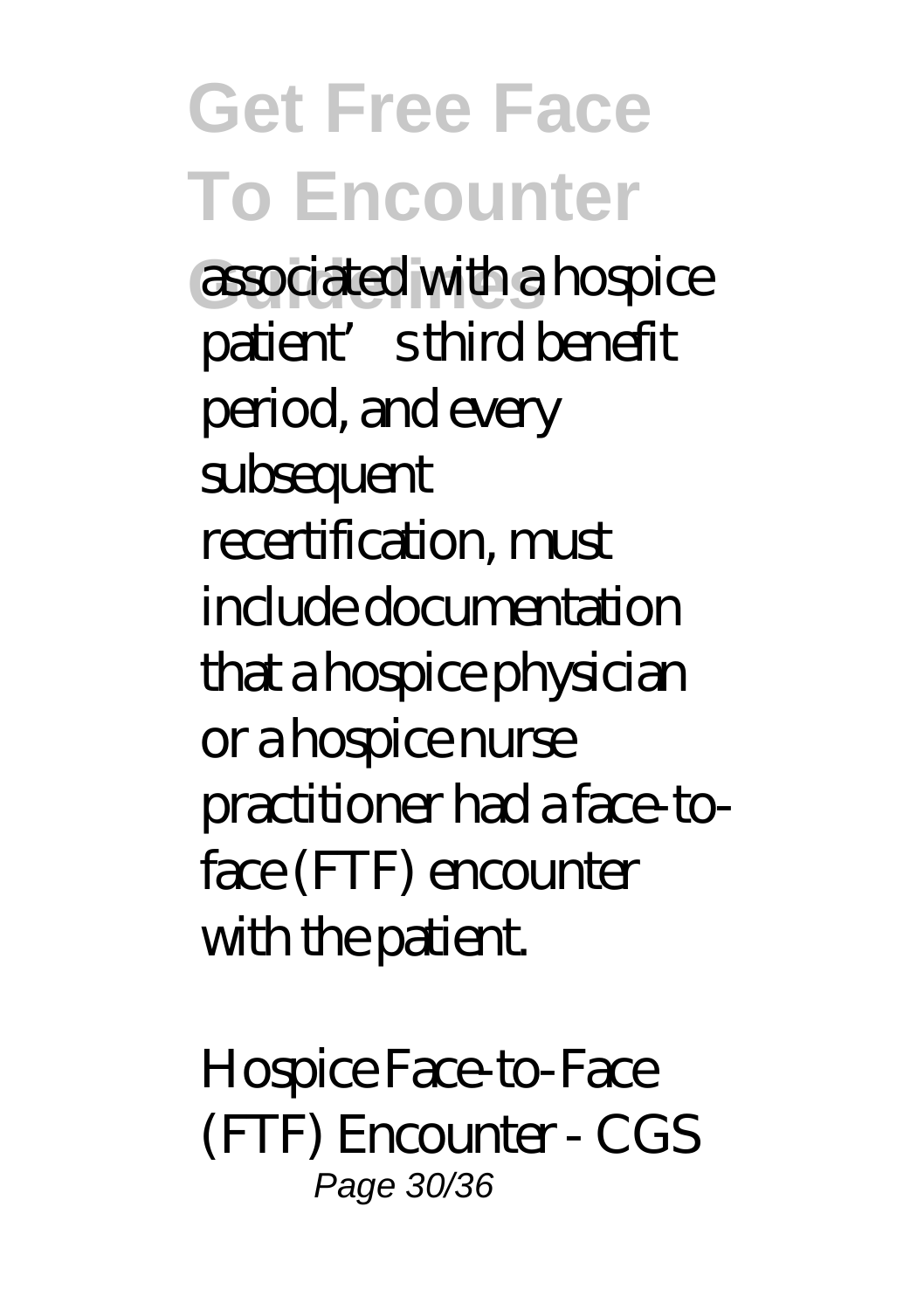associated with a hospice patient's third benefit period, and every subsequent recertification, must include documentation that a hospice physician or a hospice nurse practitioner had a face-to-face (FTF) encounter with the patient.

*Hospice Face-to-Face (FTF) Encounter - CGS*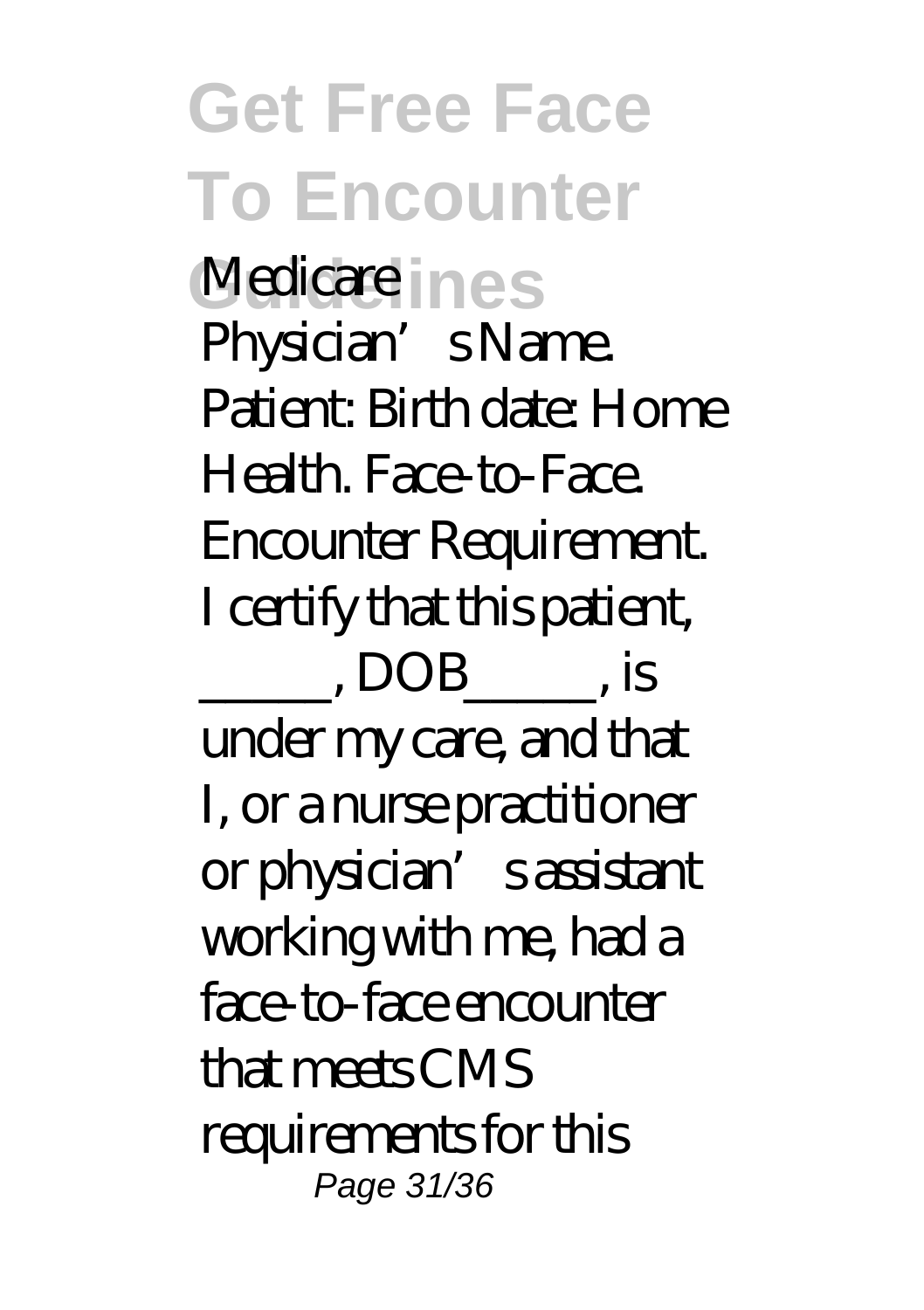Medicare Physician's Name. Patient: Birth date: Home Health. Face-to-Face. Encounter Requirement. I certify that this patient, _____, DOB_____, is under my care, and that I, or a nurse practitioner or physician's assistant working with me, had a face-to-face encounter that meets CMS requirements for this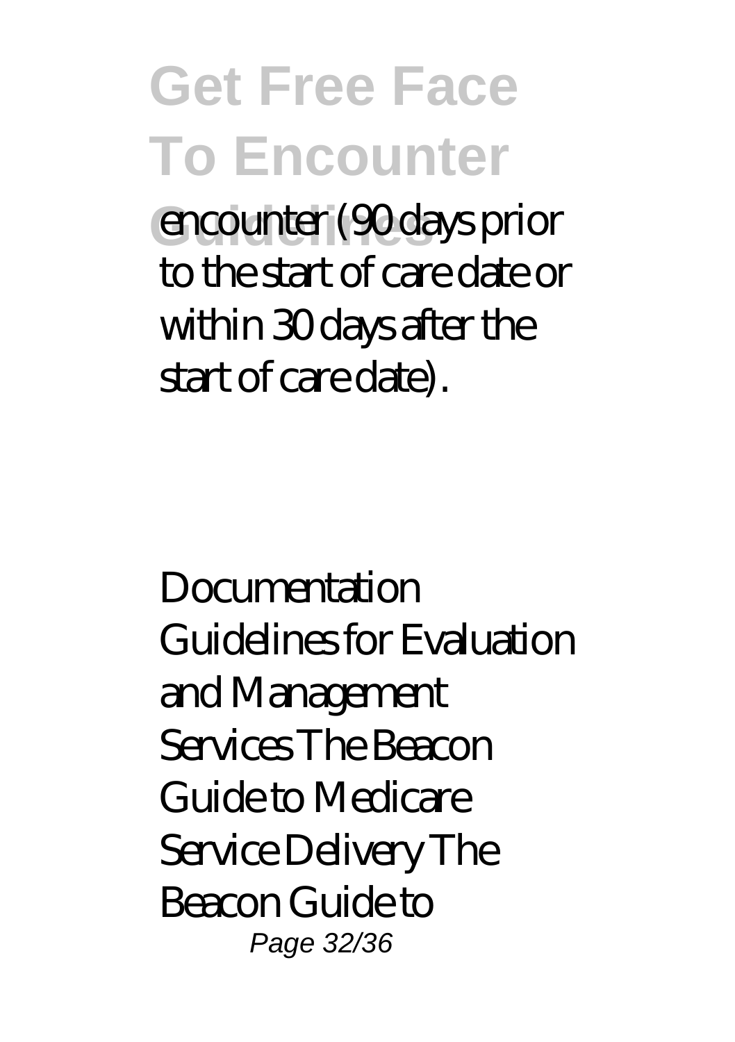encounter (90 days prior to the start of care date or within 30 days after the start of care date).

Documentation Guidelines for Evaluation and Management Services The Beacon Guide to Medicare Service Delivery The Beacon Guide to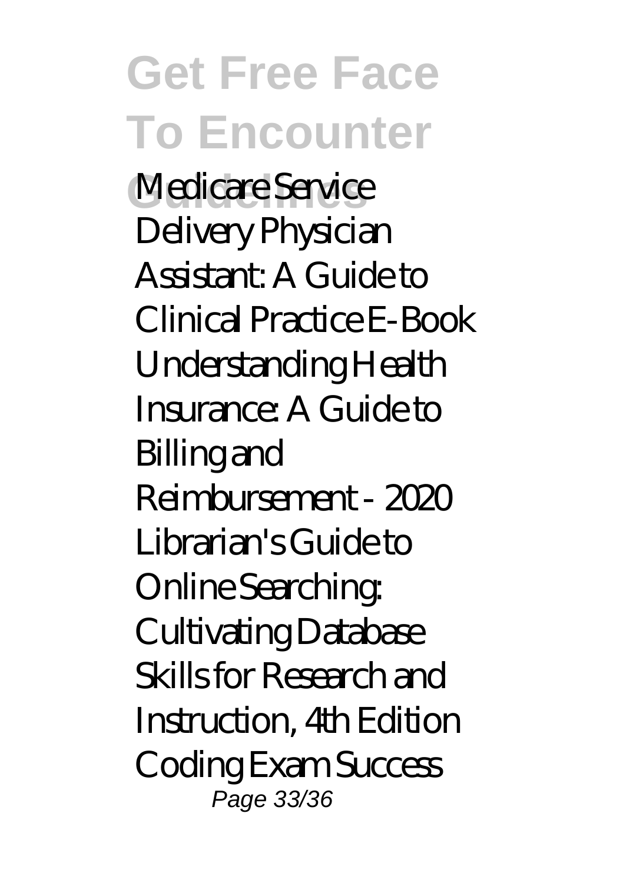Medicare Service Delivery Physician Assistant: A Guide to Clinical Practice E-Book Understanding Health Insurance: A Guide to Billing and Reimbursement - 2020 Librarian's Guide to Online Searching: Cultivating Database Skills for Research and Instruction, 4th Edition Coding Exam Success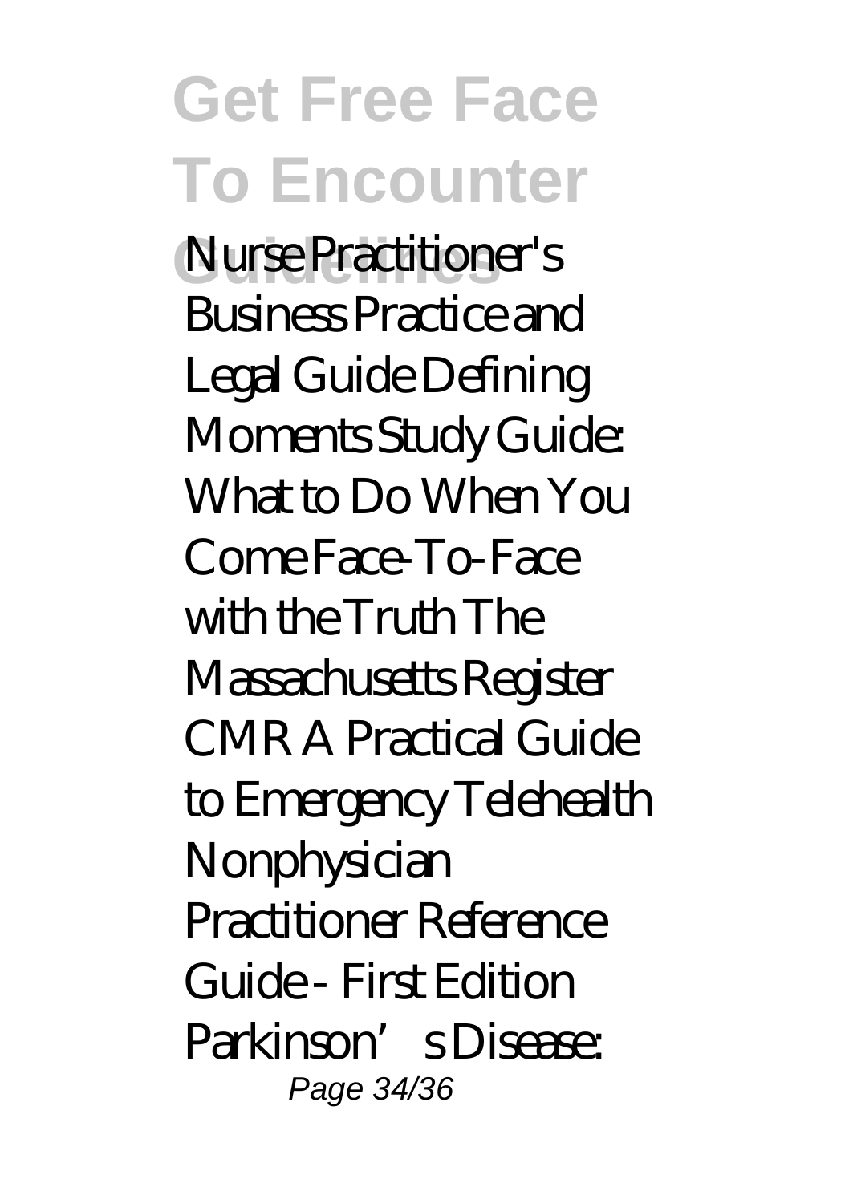Nurse Practitioner's Business Practice and Legal Guide Defining Moments Study Guide: What to Do When You Come Face-To-Face with the Truth The Massachusetts Register CMR A Practical Guide to Emergency Telehealth Nonphysician Practitioner Reference Guide - First Edition Parkinson's Disease: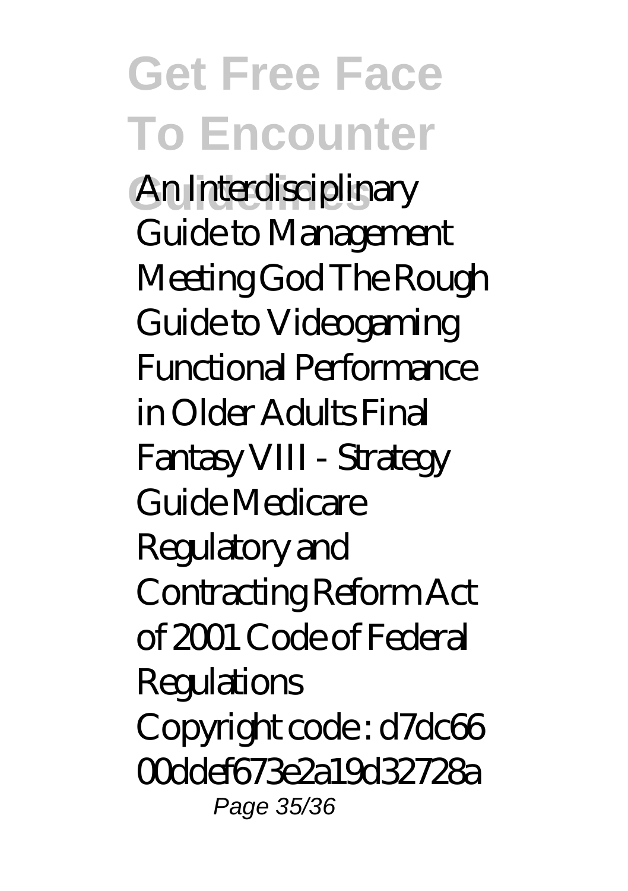An Interdisciplinary Guide to Management Meeting God The Rough Guide to Videogaming Functional Performance in Older Adults Final Fantasy VIII - Strategy Guide Medicare Regulatory and Contracting Reform Act of 2001 Code of Federal Regulations

Copyright code : d7dc6600ddef673e2a19d32728a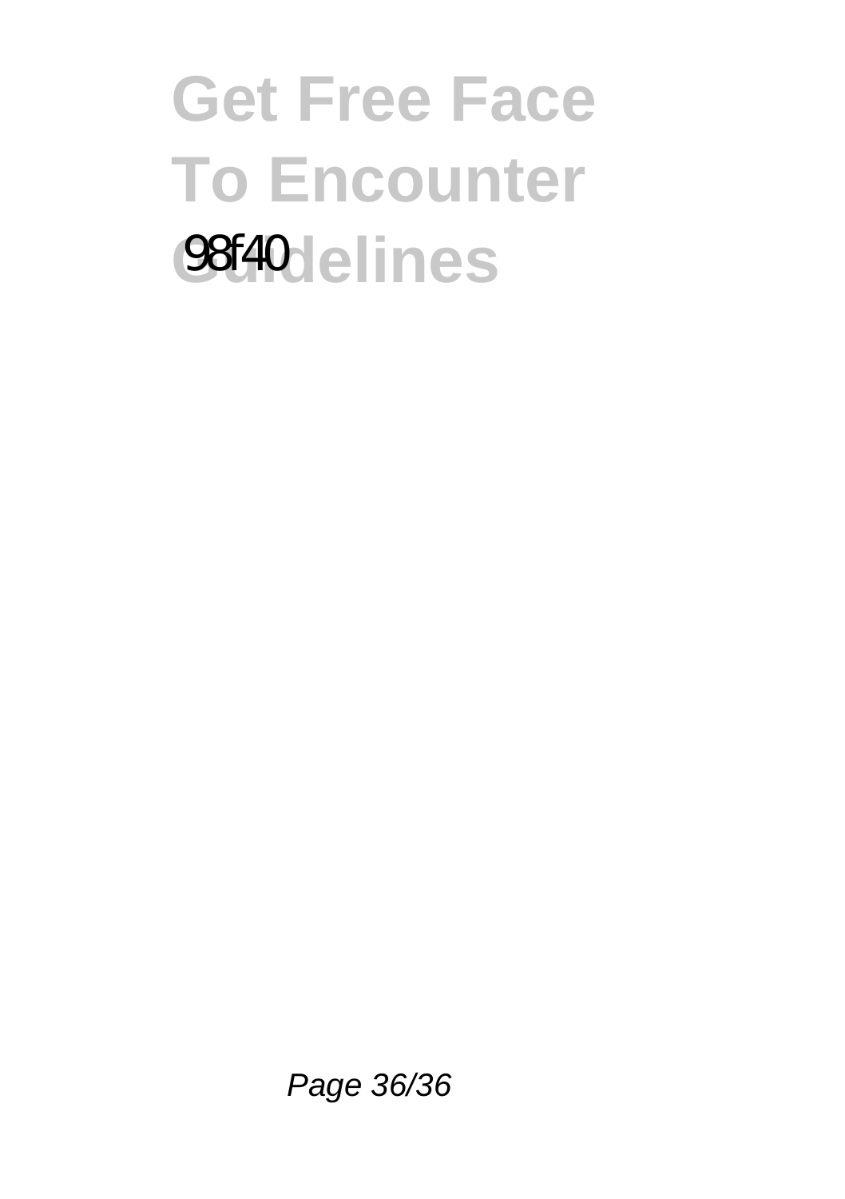98f40